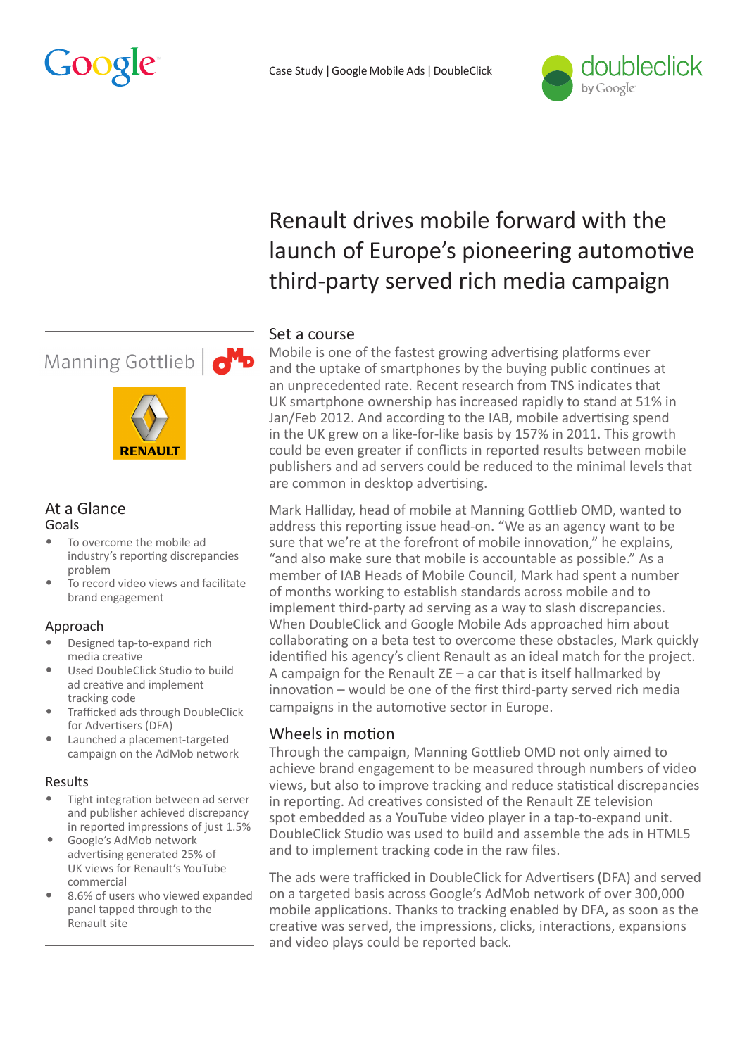Case Study | Google Mobile Ads | DoubleClick

# Renault drives mobile forward with the launch of Europe's pioneering automotive third-party served rich media campaign

## At a Glance

### Goals

- To overcome the mobile ad industry's reporting discrepancies problem
- To record video views and facilitate brand engagement

### Approach

- Designed tap-to-expand rich media creative
- Used DoubleClick Studio to build ad creative and implement tracking code
- Trafficked ads through DoubleClick for Advertisers (DFA)
- Launched a placement-targeted campaign on the AdMob network

### Results

- Tight integration between ad server and publisher achieved discrepancy in reported impressions of just 1.5%
- Google's AdMob network advertising generated 25% of UK views for Renault's YouTube commercial
- 8.6% of users who viewed expanded panel tapped through to the Renault site

## Set a course

Mobile is one of the fastest growing advertising platforms ever and the uptake of smartphones by the buying public continues at an unprecedented rate. Recent research from TNS indicates that UK smartphone ownership has increased rapidly to stand at 51% in Jan/Feb 2012. And according to the IAB, mobile advertising spend in the UK grew on a like-for-like basis by 157% in 2011. This growth could be even greater if conflicts in reported results between mobile publishers and ad servers could be reduced to the minimal levels that are common in desktop advertising.

Mark Halliday, head of mobile at Manning Gottlieb OMD, wanted to address this reporting issue head-on. "We as an agency want to be sure that we're at the forefront of mobile innovation," he explains, "and also make sure that mobile is accountable as possible." As a member of IAB Heads of Mobile Council, Mark had spent a number of months working to establish standards across mobile and to implement third-party ad serving as a way to slash discrepancies. When DoubleClick and Google Mobile Ads approached him about collaborating on a beta test to overcome these obstacles, Mark quickly identified his agency's client Renault as an ideal match for the project. A campaign for the Renault ZE – a car that is itself hallmarked by innovation – would be one of the first third-party served rich media campaigns in the automotive sector in Europe.

## Wheels in motion

Through the campaign, Manning Gottlieb OMD not only aimed to achieve brand engagement to be measured through numbers of video views, but also to improve tracking and reduce statistical discrepancies in reporting. Ad creatives consisted of the Renault ZE television spot embedded as a YouTube video player in a tap-to-expand unit. DoubleClick Studio was used to build and assemble the ads in HTML5 and to implement tracking code in the raw files.

The ads were trafficked in DoubleClick for Advertisers (DFA) and served on a targeted basis across Google's AdMob network of over 300,000 mobile applications. Thanks to tracking enabled by DFA, as soon as the creative was served, the impressions, clicks, interactions, expansions and video plays could be reported back.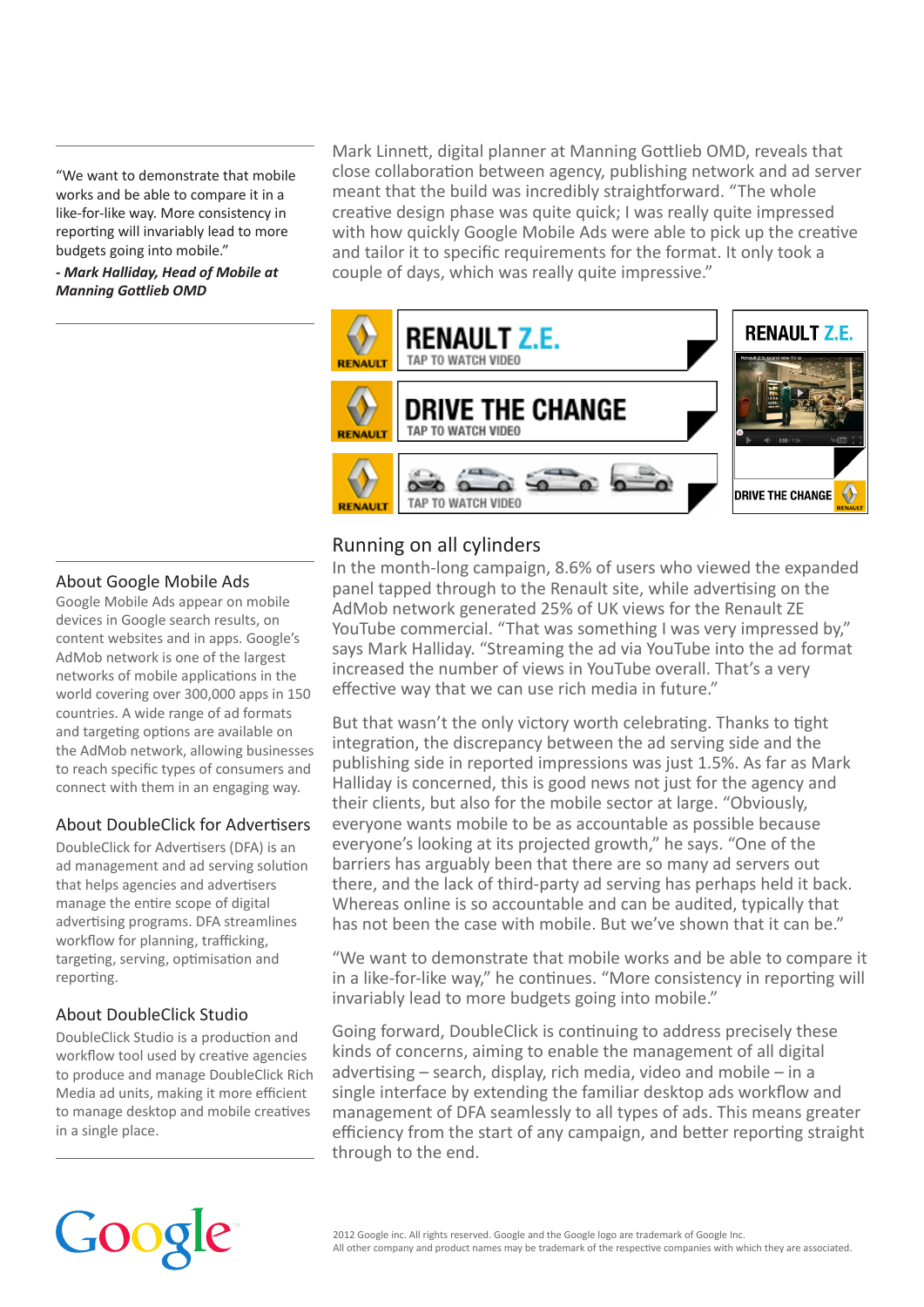"We want to demonstrate that mobile works and be able to compare it in a like-for-like way. More consistency in reporting will invariably lead to more budgets going into mobile."

***- Mark Halliday, Head of Mobile at Manning Gottlieb OMD***

Mark Linnett, digital planner at Manning Gottlieb OMD, reveals that close collaboration between agency, publishing network and ad server meant that the build was incredibly straightforward. "The whole creative design phase was quite quick; I was really quite impressed with how quickly Google Mobile Ads were able to pick up the creative and tailor it to specific requirements for the format. It only took a couple of days, which was really quite impressive."

## Running on all cylinders

In the month-long campaign, 8.6% of users who viewed the expanded panel tapped through to the Renault site, while advertising on the AdMob network generated 25% of UK views for the Renault ZE YouTube commercial. "That was something I was very impressed by," says Mark Halliday. "Streaming the ad via YouTube into the ad format increased the number of views in YouTube overall. That's a very effective way that we can use rich media in future."

But that wasn't the only victory worth celebrating. Thanks to tight integration, the discrepancy between the ad serving side and the publishing side in reported impressions was just 1.5%. As far as Mark Halliday is concerned, this is good news not just for the agency and their clients, but also for the mobile sector at large. "Obviously, everyone wants mobile to be as accountable as possible because everyone's looking at its projected growth," he says. "One of the barriers has arguably been that there are so many ad servers out there, and the lack of third-party ad serving has perhaps held it back. Whereas online is so accountable and can be audited, typically that has not been the case with mobile. But we've shown that it can be."

"We want to demonstrate that mobile works and be able to compare it in a like-for-like way," he continues. "More consistency in reporting will invariably lead to more budgets going into mobile."

Going forward, DoubleClick is continuing to address precisely these kinds of concerns, aiming to enable the management of all digital advertising – search, display, rich media, video and mobile – in a single interface by extending the familiar desktop ads workflow and management of DFA seamlessly to all types of ads. This means greater efficiency from the start of any campaign, and better reporting straight through to the end.

### About Google Mobile Ads

Google Mobile Ads appear on mobile devices in Google search results, on content websites and in apps. Google's AdMob network is one of the largest networks of mobile applications in the world covering over 300,000 apps in 150 countries. A wide range of ad formats and targeting options are available on the AdMob network, allowing businesses to reach specific types of consumers and connect with them in an engaging way.

### About DoubleClick for Advertisers

DoubleClick for Advertisers (DFA) is an ad management and ad serving solution that helps agencies and advertisers manage the entire scope of digital advertising programs. DFA streamlines workflow for planning, trafficking, targeting, serving, optimisation and reporting.

### About DoubleClick Studio

DoubleClick Studio is a production and workflow tool used by creative agencies to produce and manage DoubleClick Rich Media ad units, making it more efficient to manage desktop and mobile creatives in a single place.

2012 Google inc. All rights reserved. Google and the Google logo are trademark of Google Inc.
All other company and product names may be trademark of the respective companies with which they are associated.